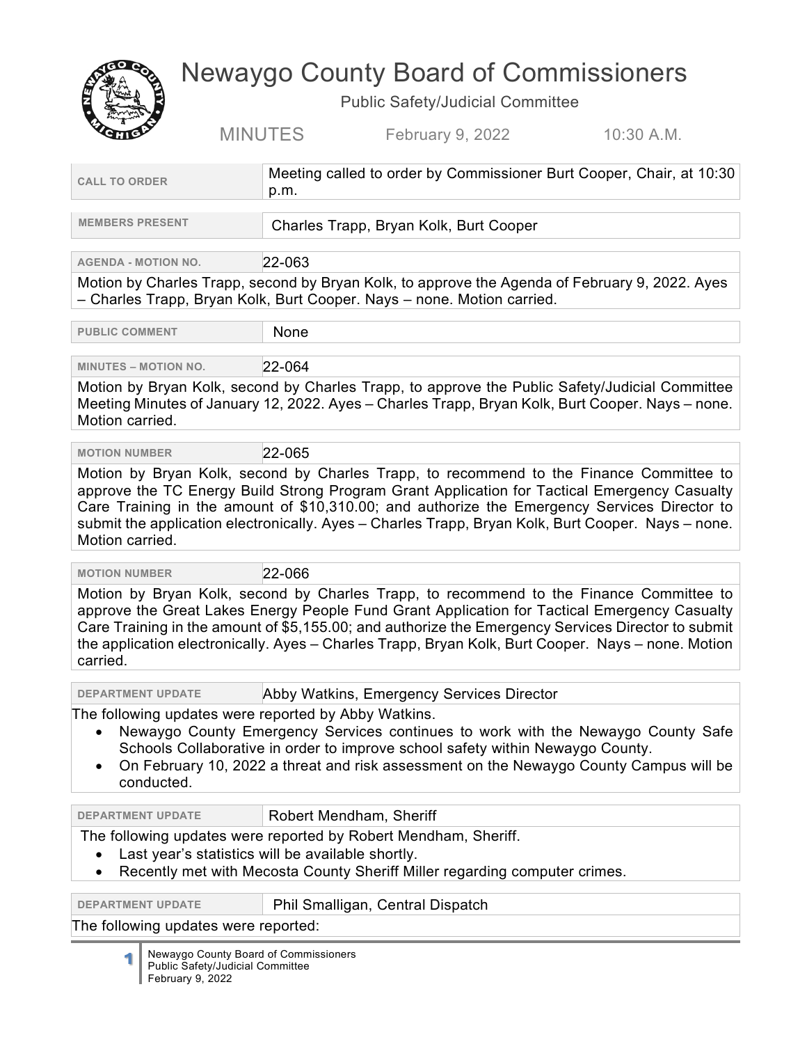# Newaygo County Board of Commissioners

Public Safety/Judicial Committee

MINUTES February 9, 2022 10:30 A.M.

**CALL TO ORDER** Meeting called to order by Commissioner Burt Cooper, Chair, at 10:30 p.m.

**MEMBERS PRESENT** Charles Trapp, Bryan Kolk, Burt Cooper

**AGENDA - MOTION NO.** 22-063

Motion by Charles Trapp, second by Bryan Kolk, to approve the Agenda of February 9, 2022. Ayes – Charles Trapp, Bryan Kolk, Burt Cooper. Nays – none. Motion carried.

**PUBLIC COMMENT** None

**MINUTES – MOTION NO.** 22-064

Motion by Bryan Kolk, second by Charles Trapp, to approve the Public Safety/Judicial Committee Meeting Minutes of January 12, 2022. Ayes – Charles Trapp, Bryan Kolk, Burt Cooper. Nays – none. Motion carried.

**MOTION NUMBER** 22-065

Motion by Bryan Kolk, second by Charles Trapp, to recommend to the Finance Committee to approve the TC Energy Build Strong Program Grant Application for Tactical Emergency Casualty Care Training in the amount of $10,310.00; and authorize the Emergency Services Director to submit the application electronically. Ayes – Charles Trapp, Bryan Kolk, Burt Cooper. Nays – none. Motion carried.

**MOTION NUMBER** 22-066

Motion by Bryan Kolk, second by Charles Trapp, to recommend to the Finance Committee to approve the Great Lakes Energy People Fund Grant Application for Tactical Emergency Casualty Care Training in the amount of $5,155.00; and authorize the Emergency Services Director to submit the application electronically. Ayes – Charles Trapp, Bryan Kolk, Burt Cooper. Nays – none. Motion carried.

**DEPARTMENT UPDATE** Abby Watkins, Emergency Services Director

The following updates were reported by Abby Watkins.

- Newaygo County Emergency Services continues to work with the Newaygo County Safe Schools Collaborative in order to improve school safety within Newaygo County.
- On February 10, 2022 a threat and risk assessment on the Newaygo County Campus will be conducted.

**DEPARTMENT UPDATE** Robert Mendham, Sheriff

The following updates were reported by Robert Mendham, Sheriff.

- Last year's statistics will be available shortly.
- Recently met with Mecosta County Sheriff Miller regarding computer crimes.

**DEPARTMENT UPDATE** Phil Smalligan, Central Dispatch

The following updates were reported: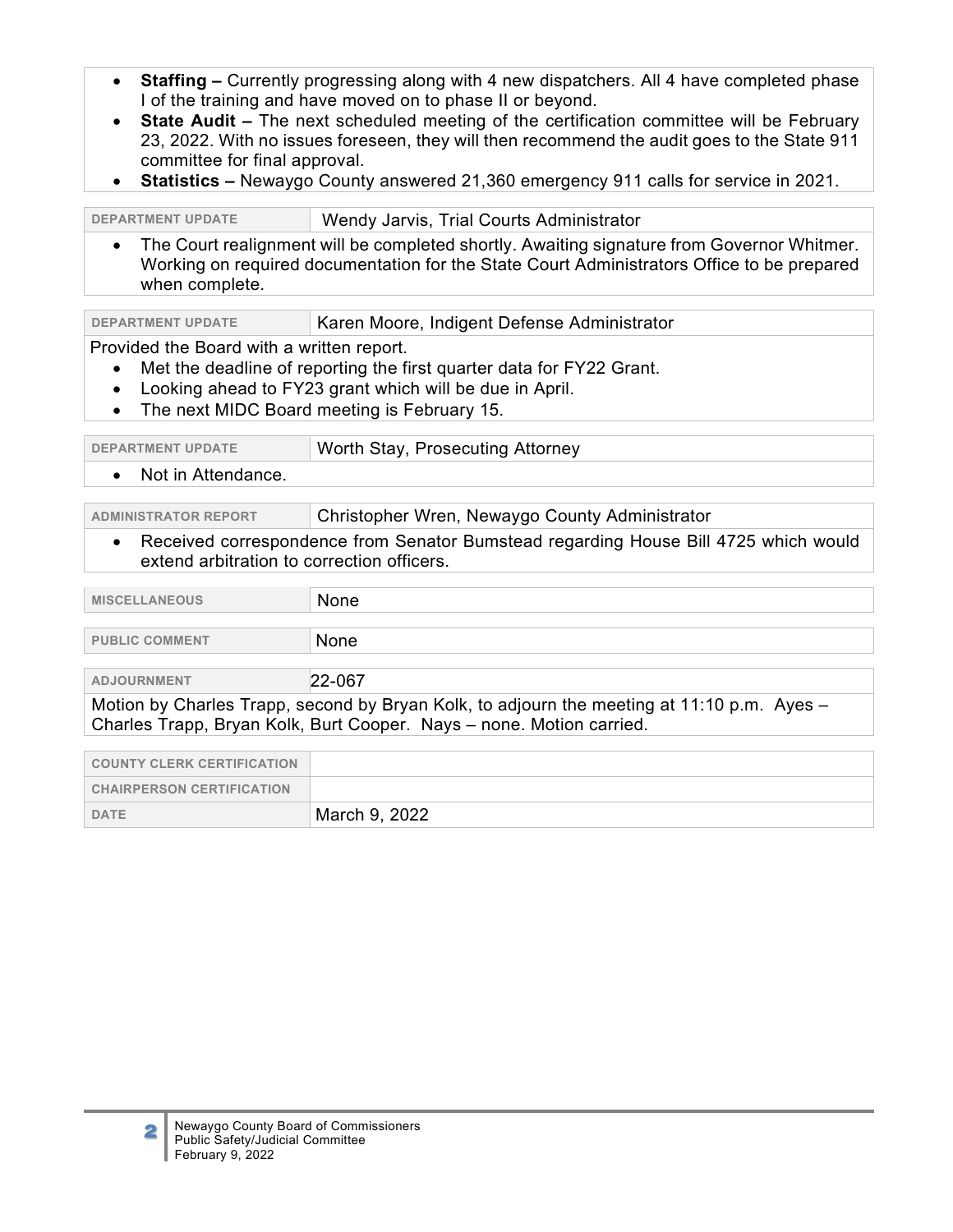- **Staffing –** Currently progressing along with 4 new dispatchers. All 4 have completed phase I of the training and have moved on to phase II or beyond.
- **State Audit –** The next scheduled meeting of the certification committee will be February 23, 2022. With no issues foreseen, they will then recommend the audit goes to the State 911 committee for final approval.
- **Statistics –** Newaygo County answered 21,360 emergency 911 calls for service in 2021.

| DEPARTMENT UPDATE | Wendy Jarvis, Trial Courts Administrator |
|---|---|

- The Court realignment will be completed shortly. Awaiting signature from Governor Whitmer. Working on required documentation for the State Court Administrators Office to be prepared when complete.

| DEPARTMENT UPDATE | Karen Moore, Indigent Defense Administrator |
|---|---|

Provided the Board with a written report.

- Met the deadline of reporting the first quarter data for FY22 Grant.
- Looking ahead to FY23 grant which will be due in April.
- The next MIDC Board meeting is February 15.

| DEPARTMENT UPDATE | Worth Stay, Prosecuting Attorney |
|---|---|

- Not in Attendance.

| ADMINISTRATOR REPORT | Christopher Wren, Newaygo County Administrator |
|---|---|

- Received correspondence from Senator Bumstead regarding House Bill 4725 which would extend arbitration to correction officers.

| MISCELLANEOUS | None |
|---|---|

| PUBLIC COMMENT | None |
|---|---|

| ADJOURNMENT | 22-067 |
|---|---|

Motion by Charles Trapp, second by Bryan Kolk, to adjourn the meeting at 11:10 p.m. Ayes – Charles Trapp, Bryan Kolk, Burt Cooper. Nays – none. Motion carried.

| | |
|---|---|
| COUNTY CLERK CERTIFICATION | |
| CHAIRPERSON CERTIFICATION | |
| DATE | March 9, 2022 |